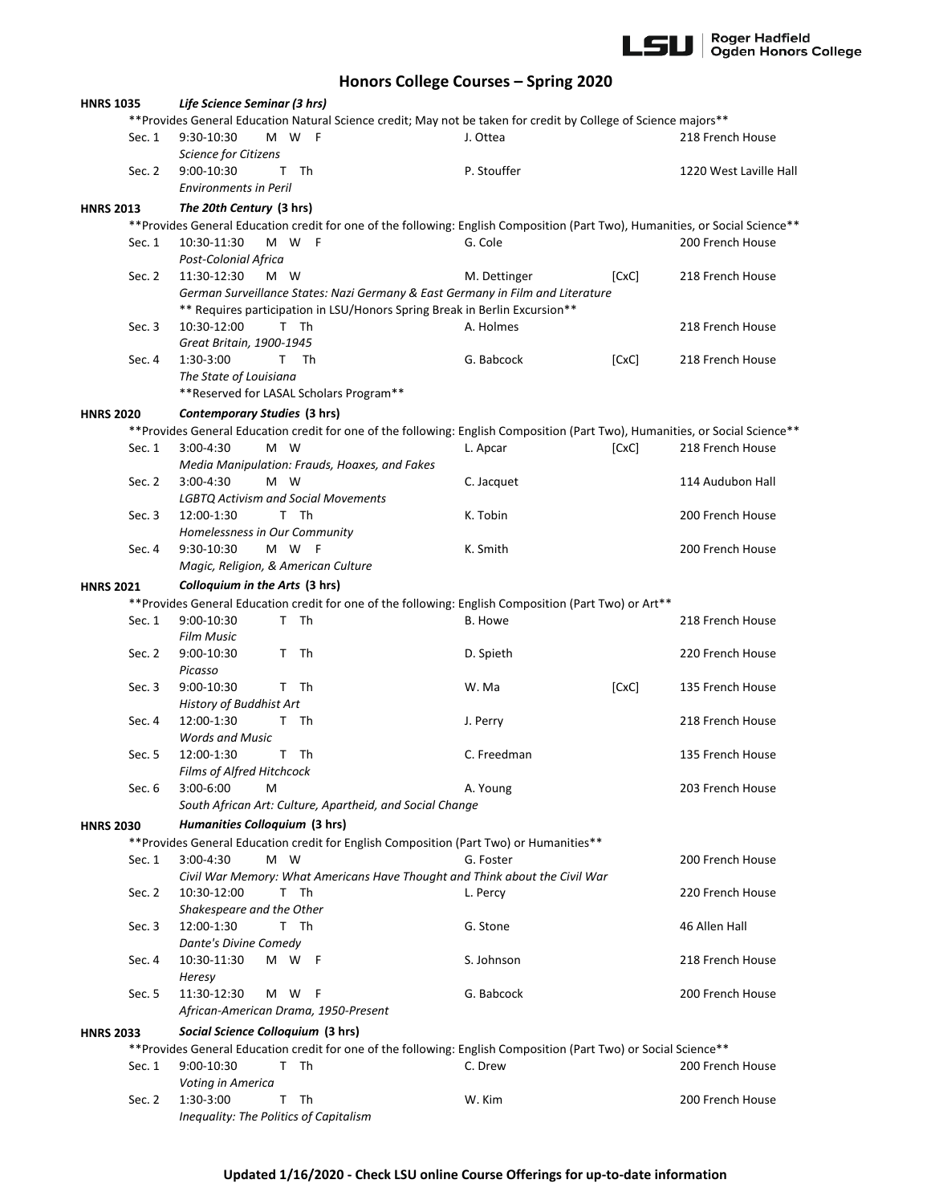# Honors College Courses – Spring 2020

## HNRS 1035 — *Life Science Seminar (3 hrs)*

**Provides General Education Natural Science credit; May not be taken for credit by College of Science majors**

| Section | Time | Days | Instructor | | Room |
|---|---|---|---|---|---|
| Sec. 1 | 9:30-10:30 | M W F | J. Ottea | | 218 French House |
| | *Science for Citizens* | | | | |
| Sec. 2 | 9:00-10:30 | T Th | P. Stouffer | | 1220 West Laville Hall |
| | *Environments in Peril* | | | | |

## HNRS 2013 — *The 20th Century (3 hrs)*

**Provides General Education credit for one of the following: English Composition (Part Two), Humanities, or Social Science**

| Section | Time | Days | Instructor | | Room |
|---|---|---|---|---|---|
| Sec. 1 | 10:30-11:30 | M W F | G. Cole | | 200 French House |
| | *Post-Colonial Africa* | | | | |
| Sec. 2 | 11:30-12:30 | M W | M. Dettinger | [CxC] | 218 French House |
| | *German Surveillance States: Nazi Germany & East Germany in Film and Literature* | | | | |
| | ** Requires participation in LSU/Honors Spring Break in Berlin Excursion** | | | | |
| Sec. 3 | 10:30-12:00 | T Th | A. Holmes | | 218 French House |
| | *Great Britain, 1900-1945* | | | | |
| Sec. 4 | 1:30-3:00 | T Th | G. Babcock | [CxC] | 218 French House |
| | *The State of Louisiana* | | | | |
| | **Reserved for LASAL Scholars Program** | | | | |

## HNRS 2020 — *Contemporary Studies (3 hrs)*

**Provides General Education credit for one of the following: English Composition (Part Two), Humanities, or Social Science**

| Section | Time | Days | Instructor | | Room |
|---|---|---|---|---|---|
| Sec. 1 | 3:00-4:30 | M W | L. Apcar | [CxC] | 218 French House |
| | *Media Manipulation: Frauds, Hoaxes, and Fakes* | | | | |
| Sec. 2 | 3:00-4:30 | M W | C. Jacquet | | 114 Audubon Hall |
| | *LGBTQ Activism and Social Movements* | | | | |
| Sec. 3 | 12:00-1:30 | T Th | K. Tobin | | 200 French House |
| | *Homelessness in Our Community* | | | | |
| Sec. 4 | 9:30-10:30 | M W F | K. Smith | | 200 French House |
| | *Magic, Religion, & American Culture* | | | | |

## HNRS 2021 — *Colloquium in the Arts (3 hrs)*

**Provides General Education credit for one of the following: English Composition (Part Two) or Art**

| Section | Time | Days | Instructor | | Room |
|---|---|---|---|---|---|
| Sec. 1 | 9:00-10:30 | T Th | B. Howe | | 218 French House |
| | *Film Music* | | | | |
| Sec. 2 | 9:00-10:30 | T Th | D. Spieth | | 220 French House |
| | *Picasso* | | | | |
| Sec. 3 | 9:00-10:30 | T Th | W. Ma | [CxC] | 135 French House |
| | *History of Buddhist Art* | | | | |
| Sec. 4 | 12:00-1:30 | T Th | J. Perry | | 218 French House |
| | *Words and Music* | | | | |
| Sec. 5 | 12:00-1:30 | T Th | C. Freedman | | 135 French House |
| | *Films of Alfred Hitchcock* | | | | |
| Sec. 6 | 3:00-6:00 | M | A. Young | | 203 French House |
| | *South African Art: Culture, Apartheid, and Social Change* | | | | |

## HNRS 2030 — *Humanities Colloquium (3 hrs)*

**Provides General Education credit for English Composition (Part Two) or Humanities**

| Section | Time | Days | Instructor | | Room |
|---|---|---|---|---|---|
| Sec. 1 | 3:00-4:30 | M W | G. Foster | | 200 French House |
| | *Civil War Memory: What Americans Have Thought and Think about the Civil War* | | | | |
| Sec. 2 | 10:30-12:00 | T Th | L. Percy | | 220 French House |
| | *Shakespeare and the Other* | | | | |
| Sec. 3 | 12:00-1:30 | T Th | G. Stone | | 46 Allen Hall |
| | *Dante's Divine Comedy* | | | | |
| Sec. 4 | 10:30-11:30 | M W F | S. Johnson | | 218 French House |
| | *Heresy* | | | | |
| Sec. 5 | 11:30-12:30 | M W F | G. Babcock | | 200 French House |
| | *African-American Drama, 1950-Present* | | | | |

## HNRS 2033 — *Social Science Colloquium (3 hrs)*

**Provides General Education credit for one of the following: English Composition (Part Two) or Social Science**

| Section | Time | Days | Instructor | | Room |
|---|---|---|---|---|---|
| Sec. 1 | 9:00-10:30 | T Th | C. Drew | | 200 French House |
| | *Voting in America* | | | | |
| Sec. 2 | 1:30-3:00 | T Th | W. Kim | | 200 French House |
| | *Inequality: The Politics of Capitalism* | | | | |

**Updated 1/16/2020 - Check LSU online Course Offerings for up-to-date information**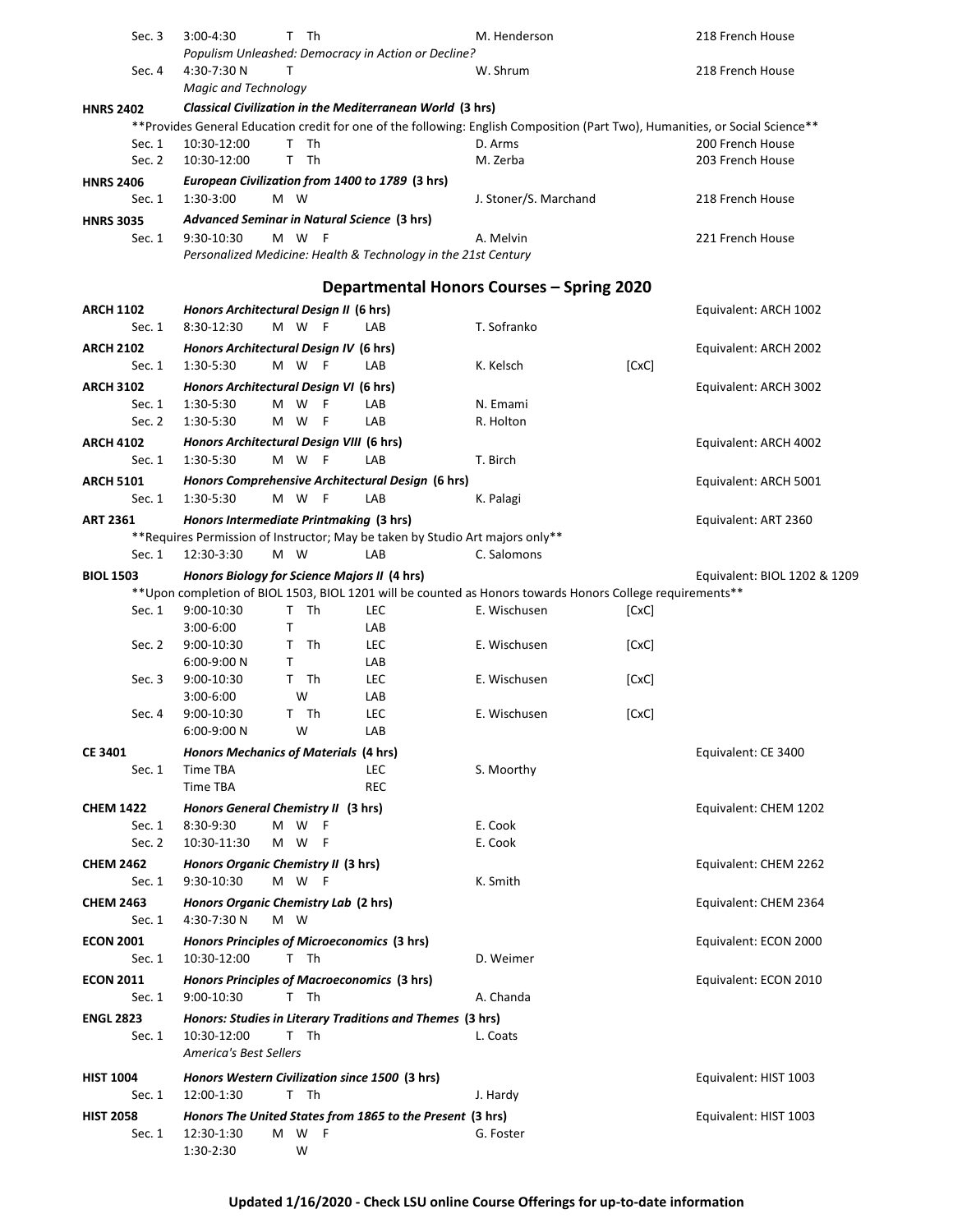| Course | Section | Time | Days | Type | Instructor | Note | Location / Equivalent |
|---|---|---|---|---|---|---|---|
| | Sec. 3 | 3:00-4:30 | T Th | | M. Henderson | | 218 French House |
| | | *Populism Unleashed: Democracy in Action or Decline?* | | | | | |
| | Sec. 4 | 4:30-7:30 N | T | | W. Shrum | | 218 French House |
| | | *Magic and Technology* | | | | | |
| **HNRS 2402** | | ***Classical Civilization in the Mediterranean World* (3 hrs)** | | | | | |
| | | **Provides General Education credit for one of the following: English Composition (Part Two), Humanities, or Social Science** | | | | | |
| | Sec. 1 | 10:30-12:00 | T Th | | D. Arms | | 200 French House |
| | Sec. 2 | 10:30-12:00 | T Th | | M. Zerba | | 203 French House |
| **HNRS 2406** | | ***European Civilization from 1400 to 1789* (3 hrs)** | | | | | |
| | Sec. 1 | 1:30-3:00 | M W | | J. Stoner/S. Marchand | | 218 French House |
| **HNRS 3035** | | ***Advanced Seminar in Natural Science* (3 hrs)** | | | | | |
| | Sec. 1 | 9:30-10:30 | M W F | | A. Melvin | | 221 French House |
| | | *Personalized Medicine: Health & Technology in the 21st Century* | | | | | |

## Departmental Honors Courses – Spring 2020

| Course | Section | Time | Days | Type | Instructor | Note | Equivalent |
|---|---|---|---|---|---|---|---|
| **ARCH 1102** | | ***Honors Architectural Design II* (6 hrs)** | | | | | Equivalent: ARCH 1002 |
| | Sec. 1 | 8:30-12:30 | M W F | LAB | T. Sofranko | | |
| **ARCH 2102** | | ***Honors Architectural Design IV* (6 hrs)** | | | | | Equivalent: ARCH 2002 |
| | Sec. 1 | 1:30-5:30 | M W F | LAB | K. Kelsch | [CxC] | |
| **ARCH 3102** | | ***Honors Architectural Design VI* (6 hrs)** | | | | | Equivalent: ARCH 3002 |
| | Sec. 1 | 1:30-5:30 | M W F | LAB | N. Emami | | |
| | Sec. 2 | 1:30-5:30 | M W F | LAB | R. Holton | | |
| **ARCH 4102** | | ***Honors Architectural Design VIII* (6 hrs)** | | | | | Equivalent: ARCH 4002 |
| | Sec. 1 | 1:30-5:30 | M W F | LAB | T. Birch | | |
| **ARCH 5101** | | ***Honors Comprehensive Architectural Design* (6 hrs)** | | | | | Equivalent: ARCH 5001 |
| | Sec. 1 | 1:30-5:30 | M W F | LAB | K. Palagi | | |
| **ART 2361** | | ***Honors Intermediate Printmaking* (3 hrs)** | | | | | Equivalent: ART 2360 |
| | | **Requires Permission of Instructor; May be taken by Studio Art majors only** | | | | | |
| | Sec. 1 | 12:30-3:30 | M W | LAB | C. Salomons | | |
| **BIOL 1503** | | ***Honors Biology for Science Majors II* (4 hrs)** | | | | | Equivalent: BIOL 1202 & 1209 |
| | | **Upon completion of BIOL 1503, BIOL 1201 will be counted as Honors towards Honors College requirements** | | | | | |
| | Sec. 1 | 9:00-10:30 | T Th | LEC | E. Wischusen | [CxC] | |
| | | 3:00-6:00 | T | LAB | | | |
| | Sec. 2 | 9:00-10:30 | T Th | LEC | E. Wischusen | [CxC] | |
| | | 6:00-9:00 N | T | LAB | | | |
| | Sec. 3 | 9:00-10:30 | T Th | LEC | E. Wischusen | [CxC] | |
| | | 3:00-6:00 | W | LAB | | | |
| | Sec. 4 | 9:00-10:30 | T Th | LEC | E. Wischusen | [CxC] | |
| | | 6:00-9:00 N | W | LAB | | | |
| **CE 3401** | | ***Honors Mechanics of Materials* (4 hrs)** | | | | | Equivalent: CE 3400 |
| | Sec. 1 | Time TBA | | LEC | S. Moorthy | | |
| | | Time TBA | | REC | | | |
| **CHEM 1422** | | ***Honors General Chemistry II* (3 hrs)** | | | | | Equivalent: CHEM 1202 |
| | Sec. 1 | 8:30-9:30 | M W F | | E. Cook | | |
| | Sec. 2 | 10:30-11:30 | M W F | | E. Cook | | |
| **CHEM 2462** | | ***Honors Organic Chemistry II* (3 hrs)** | | | | | Equivalent: CHEM 2262 |
| | Sec. 1 | 9:30-10:30 | M W F | | K. Smith | | |
| **CHEM 2463** | | ***Honors Organic Chemistry Lab* (2 hrs)** | | | | | Equivalent: CHEM 2364 |
| | Sec. 1 | 4:30-7:30 N | M W | | | | |
| **ECON 2001** | | ***Honors Principles of Microeconomics* (3 hrs)** | | | | | Equivalent: ECON 2000 |
| | Sec. 1 | 10:30-12:00 | T Th | | D. Weimer | | |
| **ECON 2011** | | ***Honors Principles of Macroeconomics* (3 hrs)** | | | | | Equivalent: ECON 2010 |
| | Sec. 1 | 9:00-10:30 | T Th | | A. Chanda | | |
| **ENGL 2823** | | ***Honors: Studies in Literary Traditions and Themes* (3 hrs)** | | | | | |
| | Sec. 1 | 10:30-12:00 | T Th | | L. Coats | | |
| | | *America's Best Sellers* | | | | | |
| **HIST 1004** | | ***Honors Western Civilization since 1500* (3 hrs)** | | | | | Equivalent: HIST 1003 |
| | Sec. 1 | 12:00-1:30 | T Th | | J. Hardy | | |
| **HIST 2058** | | ***Honors The United States from 1865 to the Present* (3 hrs)** | | | | | Equivalent: HIST 1003 |
| | Sec. 1 | 12:30-1:30 | M W F | | G. Foster | | |
| | | 1:30-2:30 | W | | | | |

**Updated 1/16/2020 - Check LSU online Course Offerings for up-to-date information**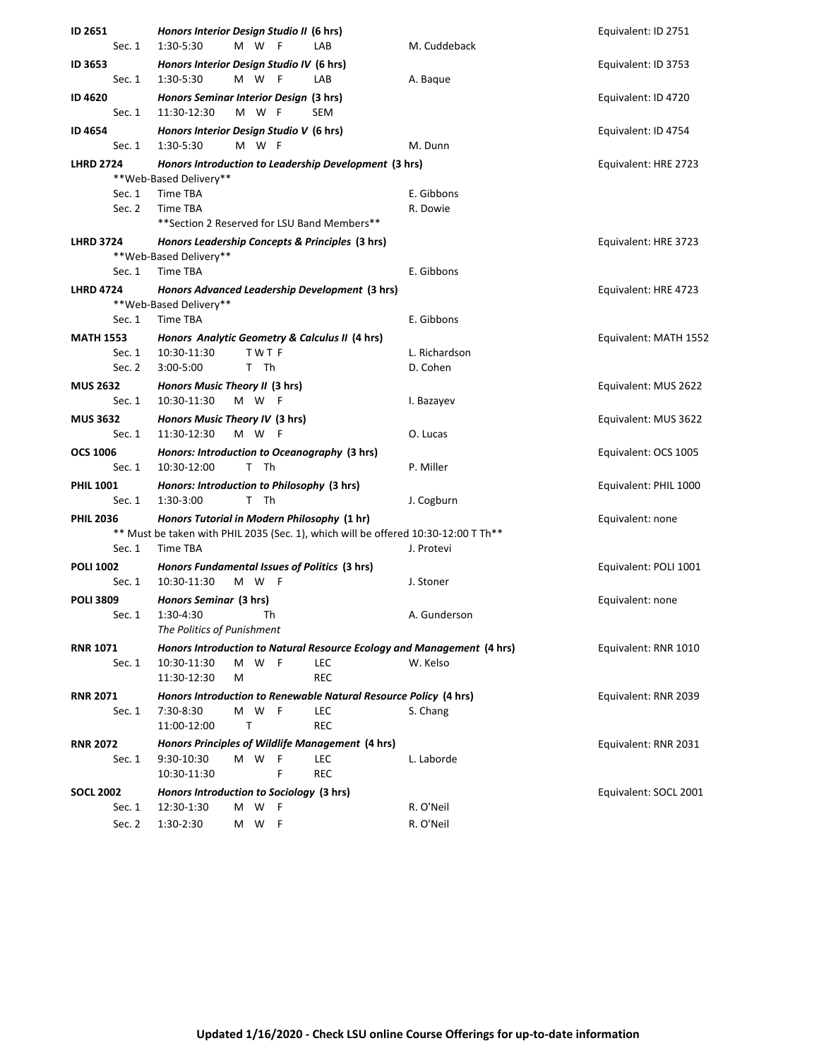| Course | Section | Title / Time | Days | Type | Instructor | Equivalent |
|---|---|---|---|---|---|---|
| **ID 2651** | | ***Honors Interior Design Studio II* (6 hrs)** | | | | Equivalent: ID 2751 |
| | Sec. 1 | 1:30-5:30 | M W F | LAB | M. Cuddeback | |
| **ID 3653** | | ***Honors Interior Design Studio IV* (6 hrs)** | | | | Equivalent: ID 3753 |
| | Sec. 1 | 1:30-5:30 | M W F | LAB | A. Baque | |
| **ID 4620** | | ***Honors Seminar Interior Design* (3 hrs)** | | | | Equivalent: ID 4720 |
| | Sec. 1 | 11:30-12:30 | M W F | SEM | | |
| **ID 4654** | | ***Honors Interior Design Studio V* (6 hrs)** | | | | Equivalent: ID 4754 |
| | Sec. 1 | 1:30-5:30 | M W F | | M. Dunn | |
| **LHRD 2724** | | ***Honors Introduction to Leadership Development* (3 hrs)** | | | | Equivalent: HRE 2723 |
| | | **Web-Based Delivery** | | | | |
| | Sec. 1 | Time TBA | | | E. Gibbons | |
| | Sec. 2 | Time TBA | | | R. Dowie | |
| | | **Section 2 Reserved for LSU Band Members** | | | | |
| **LHRD 3724** | | ***Honors Leadership Concepts & Principles* (3 hrs)** | | | | Equivalent: HRE 3723 |
| | | **Web-Based Delivery** | | | | |
| | Sec. 1 | Time TBA | | | E. Gibbons | |
| **LHRD 4724** | | ***Honors Advanced Leadership Development* (3 hrs)** | | | | Equivalent: HRE 4723 |
| | | **Web-Based Delivery** | | | | |
| | Sec. 1 | Time TBA | | | E. Gibbons | |
| **MATH 1553** | | ***Honors Analytic Geometry & Calculus II* (4 hrs)** | | | | Equivalent: MATH 1552 |
| | Sec. 1 | 10:30-11:30 | T W T F | | L. Richardson | |
| | Sec. 2 | 3:00-5:00 | T Th | | D. Cohen | |
| **MUS 2632** | | ***Honors Music Theory II* (3 hrs)** | | | | Equivalent: MUS 2622 |
| | Sec. 1 | 10:30-11:30 | M W F | | I. Bazayev | |
| **MUS 3632** | | ***Honors Music Theory IV* (3 hrs)** | | | | Equivalent: MUS 3622 |
| | Sec. 1 | 11:30-12:30 | M W F | | O. Lucas | |
| **OCS 1006** | | ***Honors: Introduction to Oceanography* (3 hrs)** | | | | Equivalent: OCS 1005 |
| | Sec. 1 | 10:30-12:00 | T Th | | P. Miller | |
| **PHIL 1001** | | ***Honors: Introduction to Philosophy* (3 hrs)** | | | | Equivalent: PHIL 1000 |
| | Sec. 1 | 1:30-3:00 | T Th | | J. Cogburn | |
| **PHIL 2036** | | ***Honors Tutorial in Modern Philosophy* (1 hr)** | | | | Equivalent: none |
| | | ** Must be taken with PHIL 2035 (Sec. 1), which will be offered 10:30-12:00 T Th** | | | | |
| | Sec. 1 | Time TBA | | | J. Protevi | |
| **POLI 1002** | | ***Honors Fundamental Issues of Politics* (3 hrs)** | | | | Equivalent: POLI 1001 |
| | Sec. 1 | 10:30-11:30 | M W F | | J. Stoner | |
| **POLI 3809** | | ***Honors Seminar* (3 hrs)** | | | | Equivalent: none |
| | Sec. 1 | 1:30-4:30 | Th | | A. Gunderson | |
| | | *The Politics of Punishment* | | | | |
| **RNR 1071** | | ***Honors Introduction to Natural Resource Ecology and Management* (4 hrs)** | | | | Equivalent: RNR 1010 |
| | Sec. 1 | 10:30-11:30 | M W F | LEC | W. Kelso | |
| | | 11:30-12:30 | M | REC | | |
| **RNR 2071** | | ***Honors Introduction to Renewable Natural Resource Policy* (4 hrs)** | | | | Equivalent: RNR 2039 |
| | Sec. 1 | 7:30-8:30 | M W F | LEC | S. Chang | |
| | | 11:00-12:00 | T | REC | | |
| **RNR 2072** | | ***Honors Principles of Wildlife Management* (4 hrs)** | | | | Equivalent: RNR 2031 |
| | Sec. 1 | 9:30-10:30 | M W F | LEC | L. Laborde | |
| | | 10:30-11:30 | F | REC | | |
| **SOCL 2002** | | ***Honors Introduction to Sociology* (3 hrs)** | | | | Equivalent: SOCL 2001 |
| | Sec. 1 | 12:30-1:30 | M W F | | R. O'Neil | |
| | Sec. 2 | 1:30-2:30 | M W F | | R. O'Neil | |

**Updated 1/16/2020 - Check LSU online Course Offerings for up-to-date information**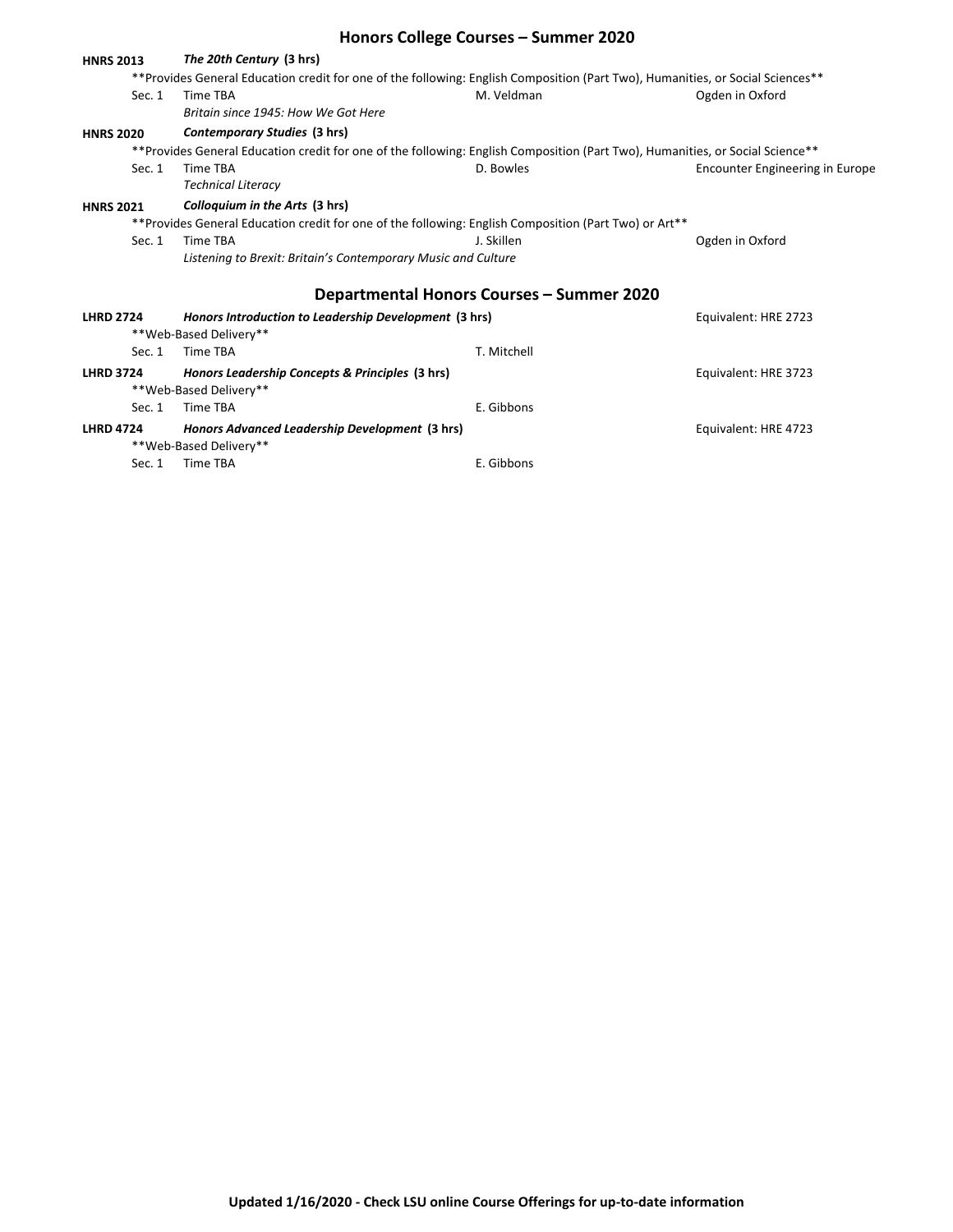## Honors College Courses – Summer 2020

**HNRS 2013** ***The 20th Century* (3 hrs)**

**Provides General Education credit for one of the following: English Composition (Part Two), Humanities, or Social Sciences**

Sec. 1 Time TBA M. Veldman Ogden in Oxford

*Britain since 1945: How We Got Here*

**HNRS 2020** ***Contemporary Studies* (3 hrs)**

**Provides General Education credit for one of the following: English Composition (Part Two), Humanities, or Social Science**

Sec. 1 Time TBA D. Bowles Encounter Engineering in Europe

*Technical Literacy*

**HNRS 2021** ***Colloquium in the Arts* (3 hrs)**

**Provides General Education credit for one of the following: English Composition (Part Two) or Art**

Sec. 1 Time TBA J. Skillen Ogden in Oxford

*Listening to Brexit: Britain's Contemporary Music and Culture*

## Departmental Honors Courses – Summer 2020

**LHRD 2724** ***Honors Introduction to Leadership Development* (3 hrs)** Equivalent: HRE 2723

**Web-Based Delivery**

Sec. 1 Time TBA T. Mitchell

**LHRD 3724** ***Honors Leadership Concepts & Principles* (3 hrs)** Equivalent: HRE 3723

**Web-Based Delivery**

Sec. 1 Time TBA E. Gibbons

**LHRD 4724** ***Honors Advanced Leadership Development* (3 hrs)** Equivalent: HRE 4723

**Web-Based Delivery**

Sec. 1 Time TBA E. Gibbons

**Updated 1/16/2020 - Check LSU online Course Offerings for up-to-date information**